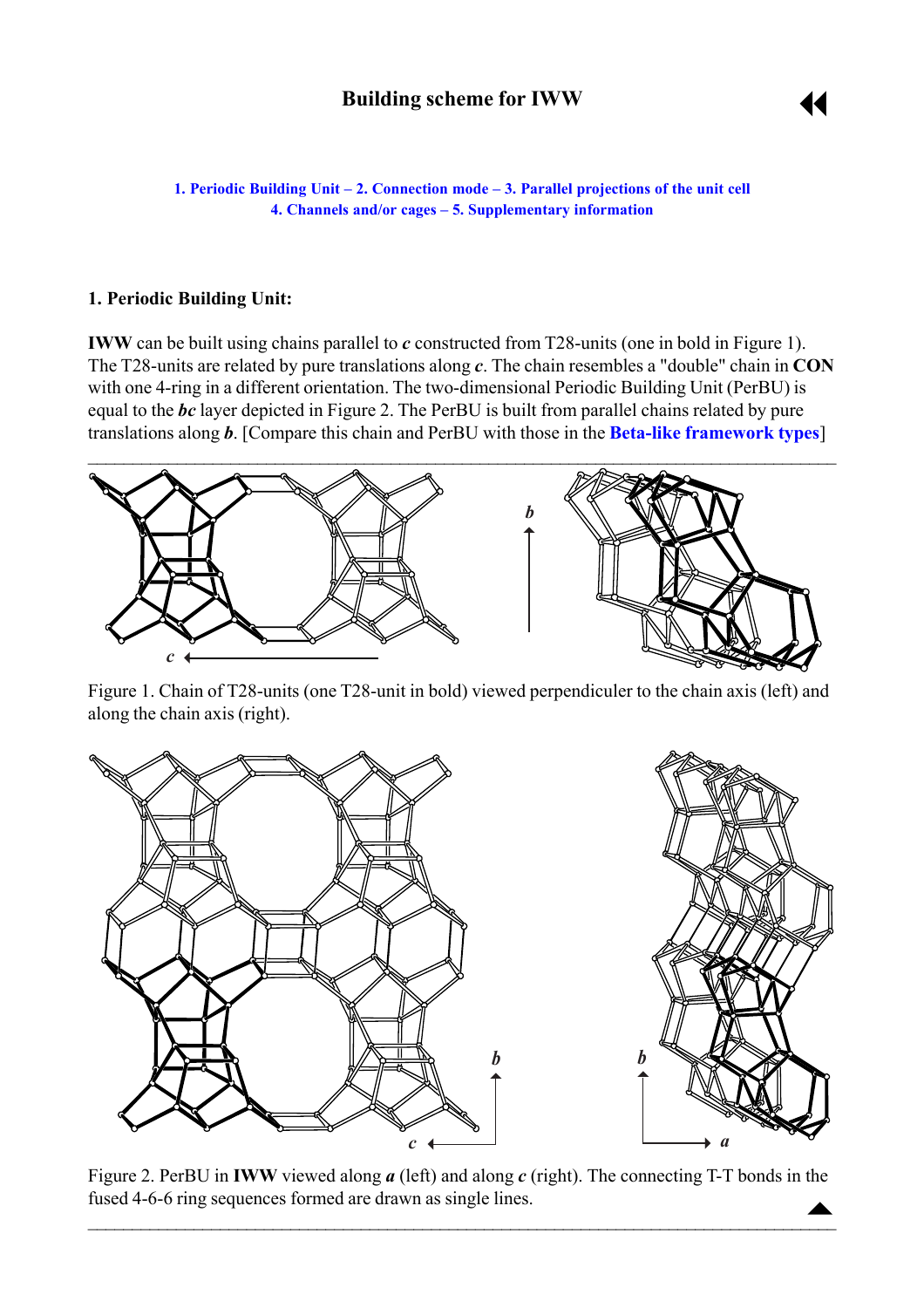# Building scheme for IWW

1. Periodic Building Unit – 2. Connection mode – 3. Parallel projections of the unit cell
4. Channels and/or cages – 5. Supplementary information

## 1. Periodic Building Unit:

**IWW** can be built using chains parallel to ***c*** constructed from T28-units (one in bold in Figure 1). The T28-units are related by pure translations along ***c***. The chain resembles a "double" chain in **CON** with one 4-ring in a different orientation. The two-dimensional Periodic Building Unit (PerBU) is equal to the ***bc*** layer depicted in Figure 2. The PerBU is built from parallel chains related by pure translations along ***b***. [Compare this chain and PerBU with those in the **Beta-like framework types**]

c

b

Figure 1. Chain of T28-units (one T28-unit in bold) viewed perpendiculer to the chain axis (left) and along the chain axis (right).

b

c

b

a

Figure 2. PerBU in **IWW** viewed along ***a*** (left) and along ***c*** (right). The connecting T-T bonds in the fused 4-6-6 ring sequences formed are drawn as single lines.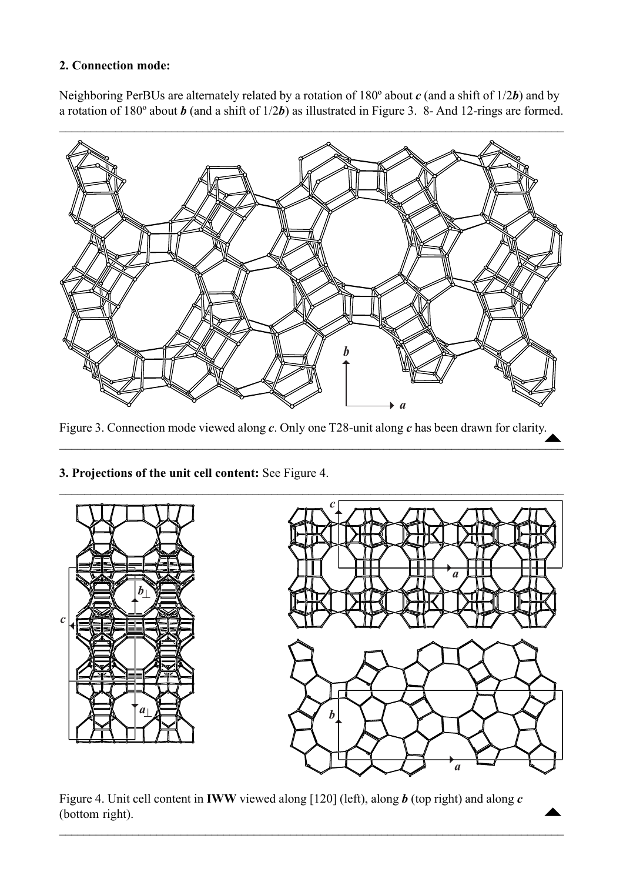**2. Connection mode:**

Neighboring PerBUs are alternately related by a rotation of 180º about ***c*** (and a shift of 1/2***b***) and by a rotation of 180º about ***b*** (and a shift of 1/2***b***) as illustrated in Figure 3. 8- And 12-rings are formed.

*b*

*a*

Figure 3. Connection mode viewed along ***c***. Only one T28-unit along ***c*** has been drawn for clarity.

**3. Projections of the unit cell content:** See Figure 4.

*c*

*b*⊥

*a*⊥

*c*

*a*

*b*

*a*

Figure 4. Unit cell content in **IWW** viewed along [120] (left), along ***b*** (top right) and along ***c*** (bottom right).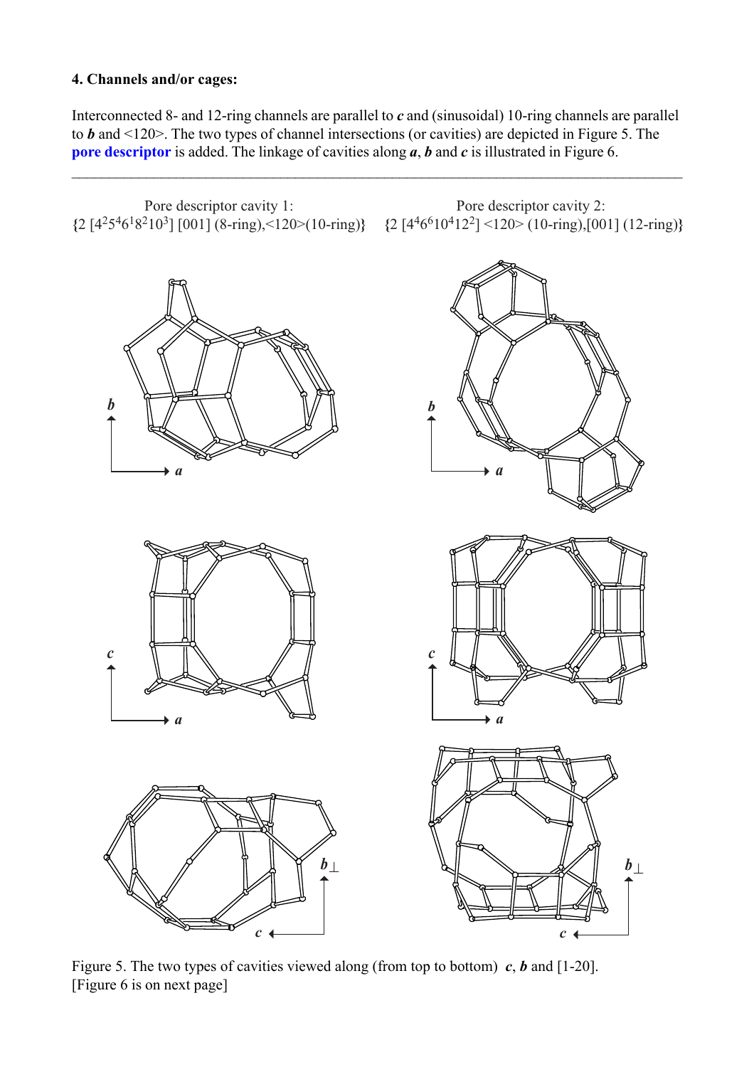**4. Channels and/or cages:**

Interconnected 8- and 12-ring channels are parallel to ***c*** and (sinusoidal) 10-ring channels are parallel to ***b*** and <120>. The two types of channel intersections (or cavities) are depicted in Figure 5. The **pore descriptor** is added. The linkage of cavities along ***a***, ***b*** and ***c*** is illustrated in Figure 6.

Pore descriptor cavity 1:
{2 [$4^2 5^4 6^1 8^2 10^3$] [001] (8-ring),<120>(10-ring)}

Pore descriptor cavity 2:
{2 [$4^4 6^6 10^4 12^2$] <120> (10-ring),[001] (12-ring)}

b
a
b
a
c
a
c
a
b⊥
c
b⊥
c

Figure 5. The two types of cavities viewed along (from top to bottom) ***c***, ***b*** and [1-20].
[Figure 6 is on next page]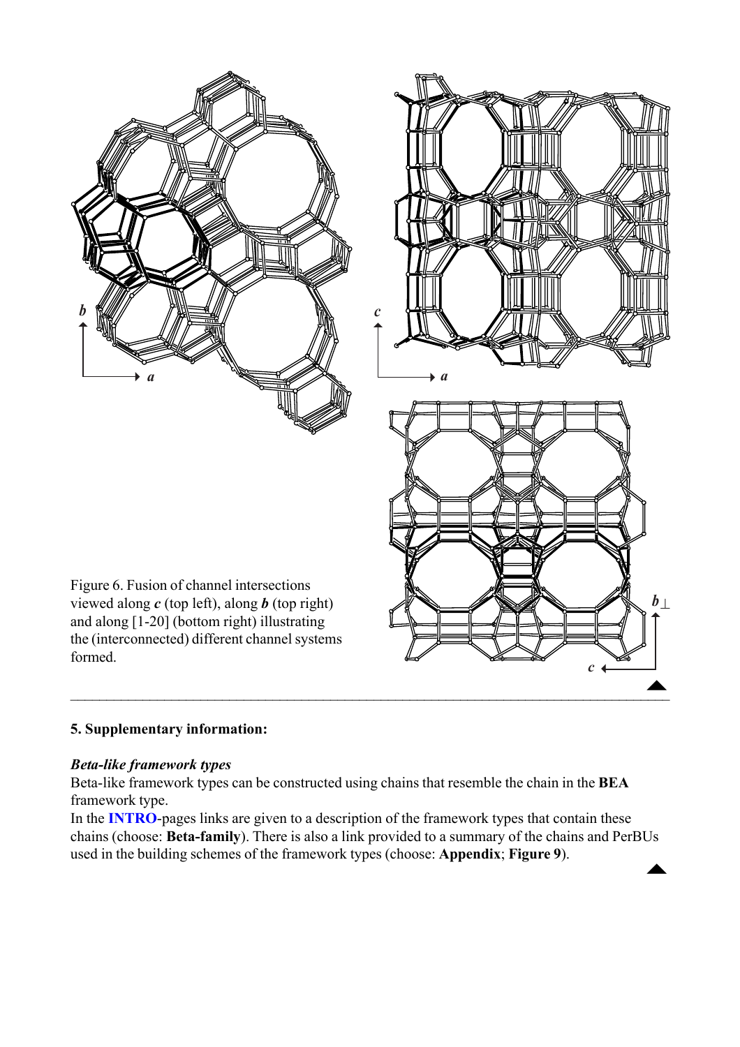Figure 6. Fusion of channel intersections viewed along ***c*** (top left), along ***b*** (top right) and along [1-20] (bottom right) illustrating the (interconnected) different channel systems formed.

## 5. Supplementary information:

### *Beta-like framework types*

Beta-like framework types can be constructed using chains that resemble the chain in the **BEA** framework type.
In the **INTRO**-pages links are given to a description of the framework types that contain these chains (choose: **Beta-family**). There is also a link provided to a summary of the chains and PerBUs used in the building schemes of the framework types (choose: **Appendix**; **Figure 9**).